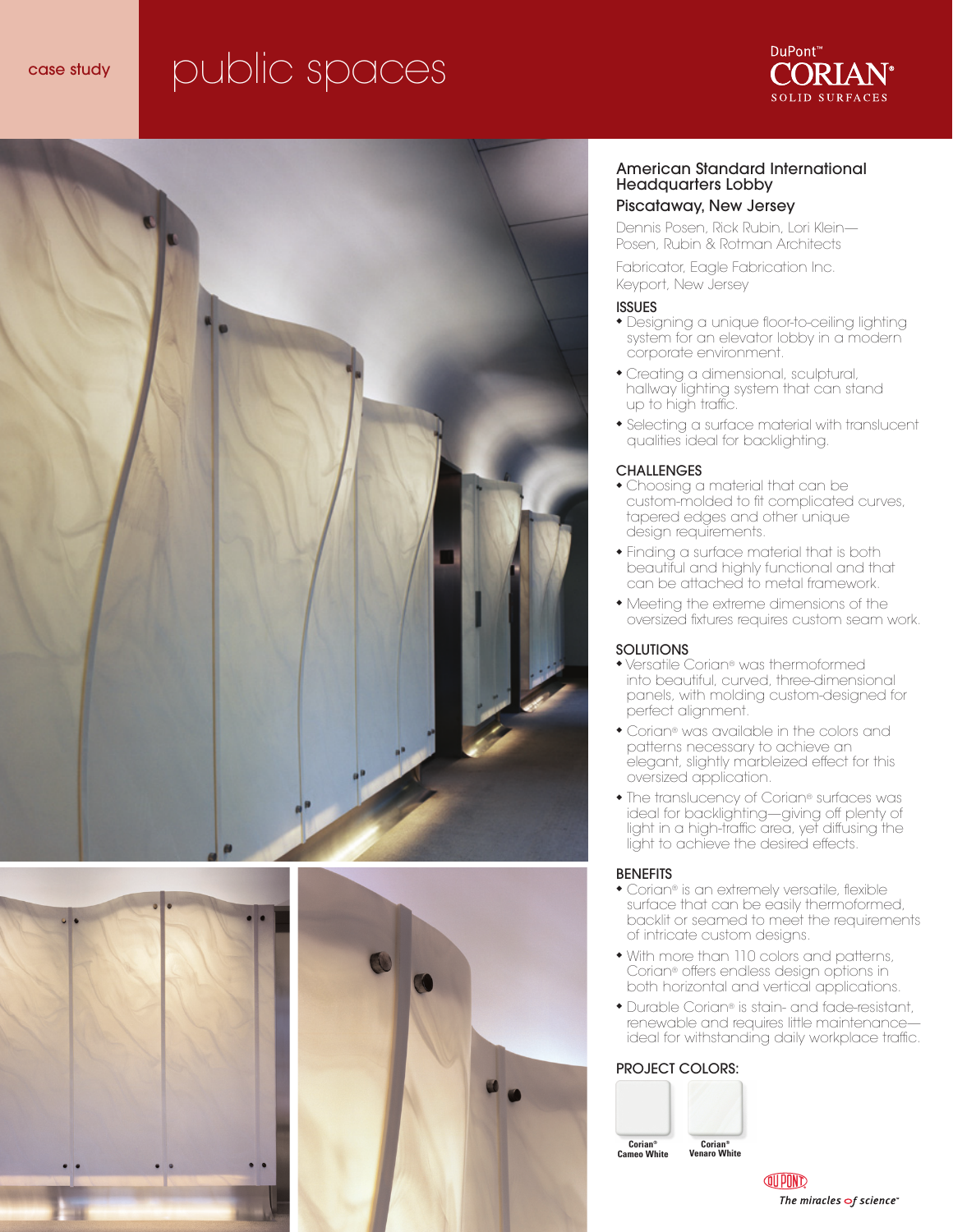case study

# public spaces

DuPont™ CORIAN® SOLID SURFACES

## American Standard International Headquarters Lobby

### Piscataway, New Jersey

Dennis Posen, Rick Rubin, Lori Klein—
Posen, Rubin & Rotman Architects

Fabricator, Eagle Fabrication Inc.
Keyport, New Jersey

### ISSUES

- Designing a unique floor-to-ceiling lighting system for an elevator lobby in a modern corporate environment.
- Creating a dimensional, sculptural, hallway lighting system that can stand up to high traffic.
- Selecting a surface material with translucent qualities ideal for backlighting.

### CHALLENGES

- Choosing a material that can be custom-molded to fit complicated curves, tapered edges and other unique design requirements.
- Finding a surface material that is both beautiful and highly functional and that can be attached to metal framework.
- Meeting the extreme dimensions of the oversized fixtures requires custom seam work.

### SOLUTIONS

- Versatile Corian® was thermoformed into beautiful, curved, three-dimensional panels, with molding custom-designed for perfect alignment.
- Corian® was available in the colors and patterns necessary to achieve an elegant, slightly marbleized effect for this oversized application.
- The translucency of Corian® surfaces was ideal for backlighting—giving off plenty of light in a high-traffic area, yet diffusing the light to achieve the desired effects.

### BENEFITS

- Corian® is an extremely versatile, flexible surface that can be easily thermoformed, backlit or seamed to meet the requirements of intricate custom designs.
- With more than 110 colors and patterns, Corian® offers endless design options in both horizontal and vertical applications.
- Durable Corian® is stain- and fade-resistant, renewable and requires little maintenance—ideal for withstanding daily workplace traffic.

### PROJECT COLORS:

**Corian® Cameo White**

**Corian® Venaro White**

DuPont — *The miracles of science™*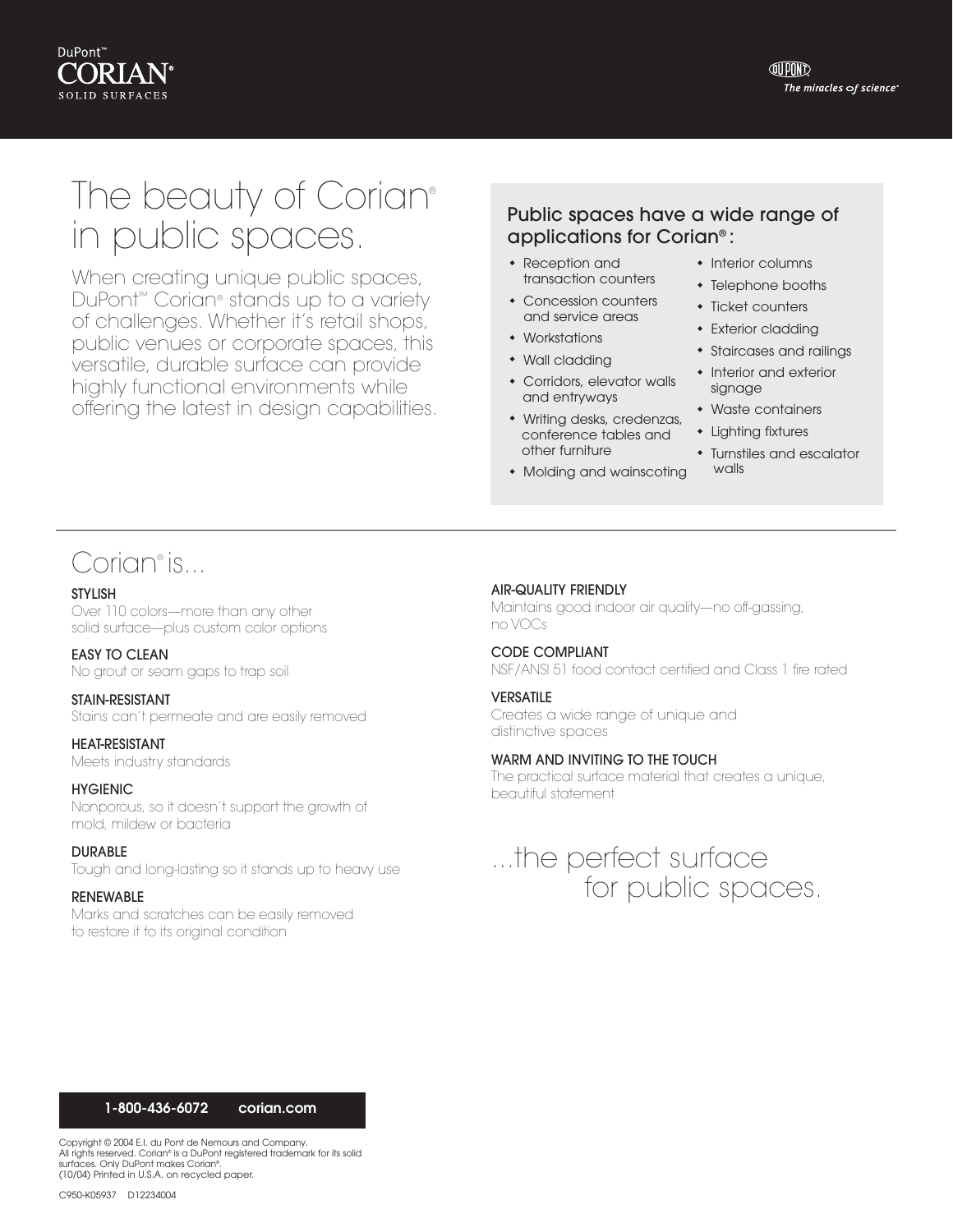DuPont™ CORIAN® SOLID SURFACES

The miracles of science™

# The beauty of Corian® in public spaces.

When creating unique public spaces, DuPont™ Corian® stands up to a variety of challenges. Whether it's retail shops, public venues or corporate spaces, this versatile, durable surface can provide highly functional environments while offering the latest in design capabilities.

## Public spaces have a wide range of applications for Corian®:

- Reception and transaction counters
- Concession counters and service areas
- Workstations
- Wall cladding
- Corridors, elevator walls and entryways
- Writing desks, credenzas, conference tables and other furniture
- Molding and wainscoting
- Interior columns
- Telephone booths
- Ticket counters
- Exterior cladding
- Staircases and railings
- Interior and exterior signage
- Waste containers
- Lighting fixtures
- Turnstiles and escalator walls

# Corian® is...

**STYLISH**
Over 110 colors—more than any other solid surface—plus custom color options

**EASY TO CLEAN**
No grout or seam gaps to trap soil

**STAIN-RESISTANT**
Stains can't permeate and are easily removed

**HEAT-RESISTANT**
Meets industry standards

**HYGIENIC**
Nonporous, so it doesn't support the growth of mold, mildew or bacteria

**DURABLE**
Tough and long-lasting so it stands up to heavy use

**RENEWABLE**
Marks and scratches can be easily removed to restore it to its original condition

**AIR-QUALITY FRIENDLY**
Maintains good indoor air quality—no off-gassing, no VOCs

**CODE COMPLIANT**
NSF/ANSI 51 food contact certified and Class 1 fire rated

**VERSATILE**
Creates a wide range of unique and distinctive spaces

**WARM AND INVITING TO THE TOUCH**
The practical surface material that creates a unique, beautiful statement

...the perfect surface for public spaces.

**1-800-436-6072 corian.com**

Copyright © 2004 E.I. du Pont de Nemours and Company.
All rights reserved. Corian® is a DuPont registered trademark for its solid surfaces. Only DuPont makes Corian®.
(10/04) Printed in U.S.A. on recycled paper.

C950-K05937 D12234004